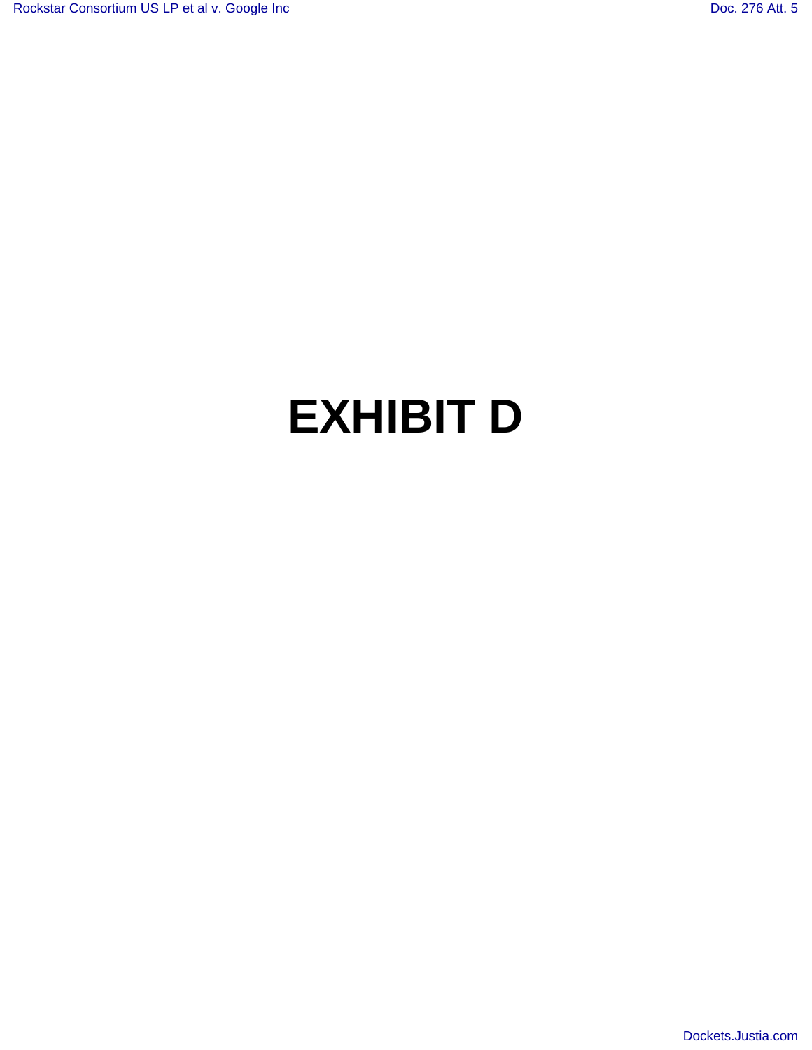# EXHIBIT D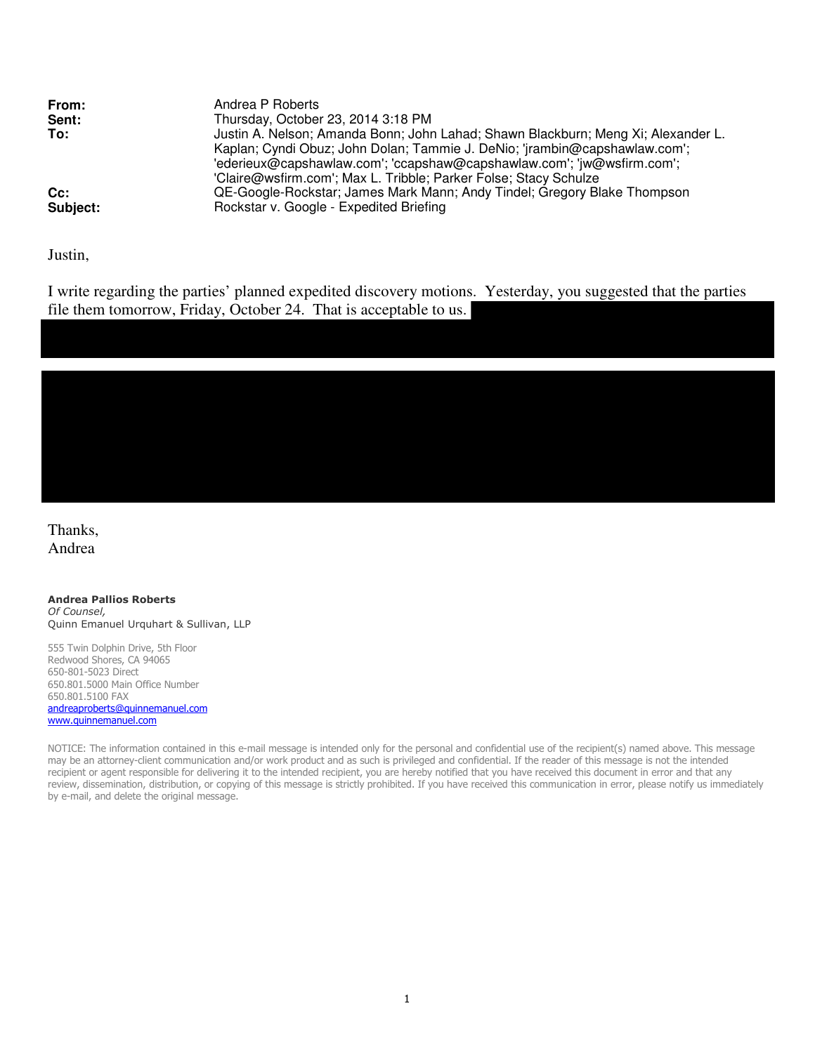**From:** Andrea P Roberts
**Sent:** Thursday, October 23, 2014 3:18 PM
**To:** Justin A. Nelson; Amanda Bonn; John Lahad; Shawn Blackburn; Meng Xi; Alexander L. Kaplan; Cyndi Obuz; John Dolan; Tammie J. DeNio; 'jrambin@capshawlaw.com'; 'ederieux@capshawlaw.com'; 'ccapshaw@capshawlaw.com'; 'jw@wsfirm.com'; 'Claire@wsfirm.com'; Max L. Tribble; Parker Folse; Stacy Schulze
**Cc:** QE-Google-Rockstar; James Mark Mann; Andy Tindel; Gregory Blake Thompson
**Subject:** Rockstar v. Google - Expedited Briefing

Justin,

I write regarding the parties' planned expedited discovery motions. Yesterday, you suggested that the parties file them tomorrow, Friday, October 24. That is acceptable to us.

Thanks,
Andrea

**Andrea Pallios Roberts**
*Of Counsel,*
Quinn Emanuel Urquhart & Sullivan, LLP

555 Twin Dolphin Drive, 5th Floor
Redwood Shores, CA 94065
650-801-5023 Direct
650.801.5000 Main Office Number
650.801.5100 FAX
andreaproberts@quinnemanuel.com
www.quinnemanuel.com

NOTICE: The information contained in this e-mail message is intended only for the personal and confidential use of the recipient(s) named above. This message may be an attorney-client communication and/or work product and as such is privileged and confidential. If the reader of this message is not the intended recipient or agent responsible for delivering it to the intended recipient, you are hereby notified that you have received this document in error and that any review, dissemination, distribution, or copying of this message is strictly prohibited. If you have received this communication in error, please notify us immediately by e-mail, and delete the original message.